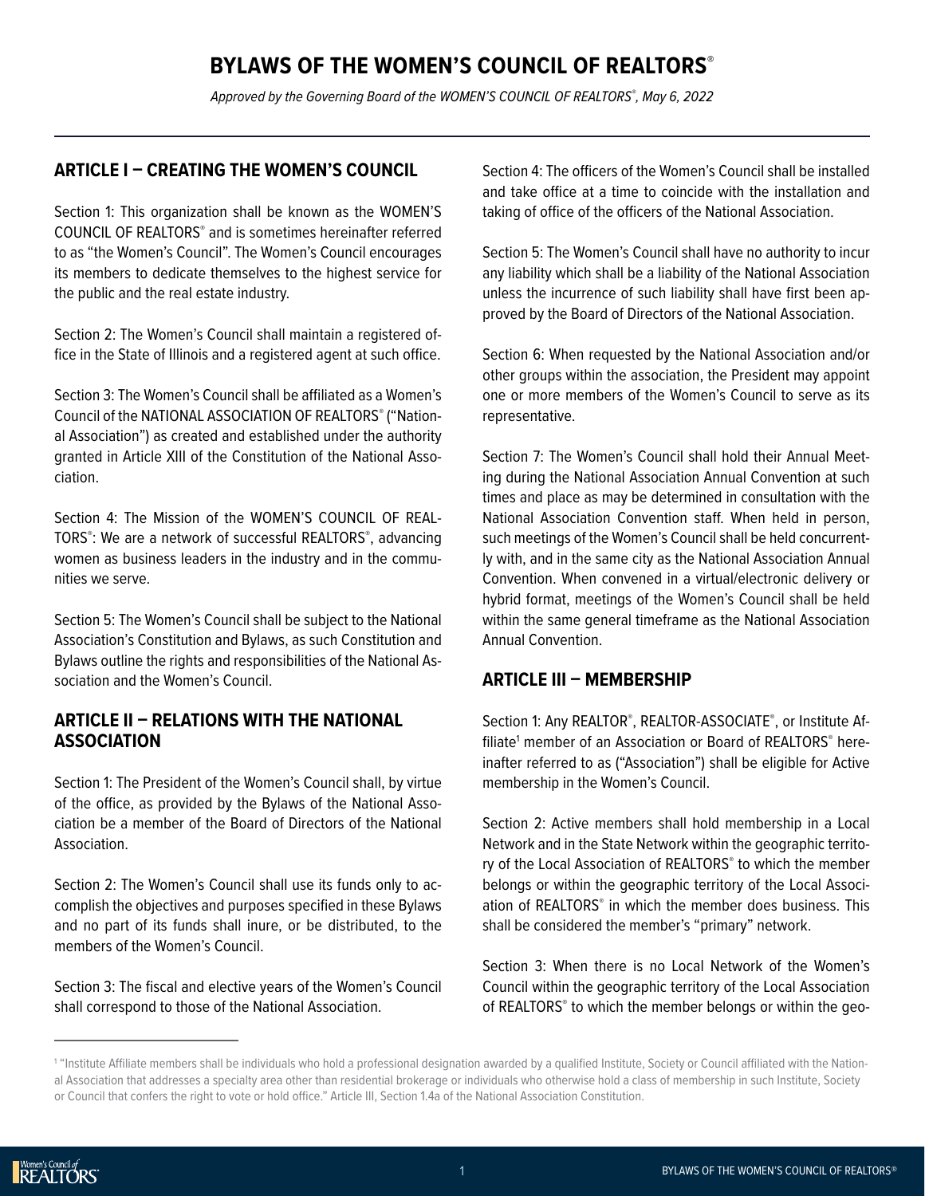# BYLAWS OF THE WOMEN'S COUNCIL OF REALTORS®

*Approved by the Governing Board of the WOMEN'S COUNCIL OF REALTORS®, May 6, 2022*

## ARTICLE I – CREATING THE WOMEN'S COUNCIL

Section 1: This organization shall be known as the WOMEN'S COUNCIL OF REALTORS® and is sometimes hereinafter referred to as "the Women's Council". The Women's Council encourages its members to dedicate themselves to the highest service for the public and the real estate industry.

Section 2: The Women's Council shall maintain a registered office in the State of Illinois and a registered agent at such office.

Section 3: The Women's Council shall be affiliated as a Women's Council of the NATIONAL ASSOCIATION OF REALTORS® ("National Association") as created and established under the authority granted in Article XIII of the Constitution of the National Association.

Section 4: The Mission of the WOMEN'S COUNCIL OF REALTORS®: We are a network of successful REALTORS®, advancing women as business leaders in the industry and in the communities we serve.

Section 5: The Women's Council shall be subject to the National Association's Constitution and Bylaws, as such Constitution and Bylaws outline the rights and responsibilities of the National Association and the Women's Council.

## ARTICLE II – RELATIONS WITH THE NATIONAL ASSOCIATION

Section 1: The President of the Women's Council shall, by virtue of the office, as provided by the Bylaws of the National Association be a member of the Board of Directors of the National Association.

Section 2: The Women's Council shall use its funds only to accomplish the objectives and purposes specified in these Bylaws and no part of its funds shall inure, or be distributed, to the members of the Women's Council.

Section 3: The fiscal and elective years of the Women's Council shall correspond to those of the National Association.

Section 4: The officers of the Women's Council shall be installed and take office at a time to coincide with the installation and taking of office of the officers of the National Association.

Section 5: The Women's Council shall have no authority to incur any liability which shall be a liability of the National Association unless the incurrence of such liability shall have first been approved by the Board of Directors of the National Association.

Section 6: When requested by the National Association and/or other groups within the association, the President may appoint one or more members of the Women's Council to serve as its representative.

Section 7: The Women's Council shall hold their Annual Meeting during the National Association Annual Convention at such times and place as may be determined in consultation with the National Association Convention staff. When held in person, such meetings of the Women's Council shall be held concurrently with, and in the same city as the National Association Annual Convention. When convened in a virtual/electronic delivery or hybrid format, meetings of the Women's Council shall be held within the same general timeframe as the National Association Annual Convention.

## ARTICLE III – MEMBERSHIP

Section 1: Any REALTOR®, REALTOR-ASSOCIATE®, or Institute Affiliate[1] member of an Association or Board of REALTORS® hereinafter referred to as ("Association") shall be eligible for Active membership in the Women's Council.

Section 2: Active members shall hold membership in a Local Network and in the State Network within the geographic territory of the Local Association of REALTORS® to which the member belongs or within the geographic territory of the Local Association of REALTORS® in which the member does business. This shall be considered the member's "primary" network.

Section 3: When there is no Local Network of the Women's Council within the geographic territory of the Local Association of REALTORS® to which the member belongs or within the geo-

[1] "Institute Affiliate members shall be individuals who hold a professional designation awarded by a qualified Institute, Society or Council affiliated with the National Association that addresses a specialty area other than residential brokerage or individuals who otherwise hold a class of membership in such Institute, Society or Council that confers the right to vote or hold office." Article III, Section 1.4a of the National Association Constitution.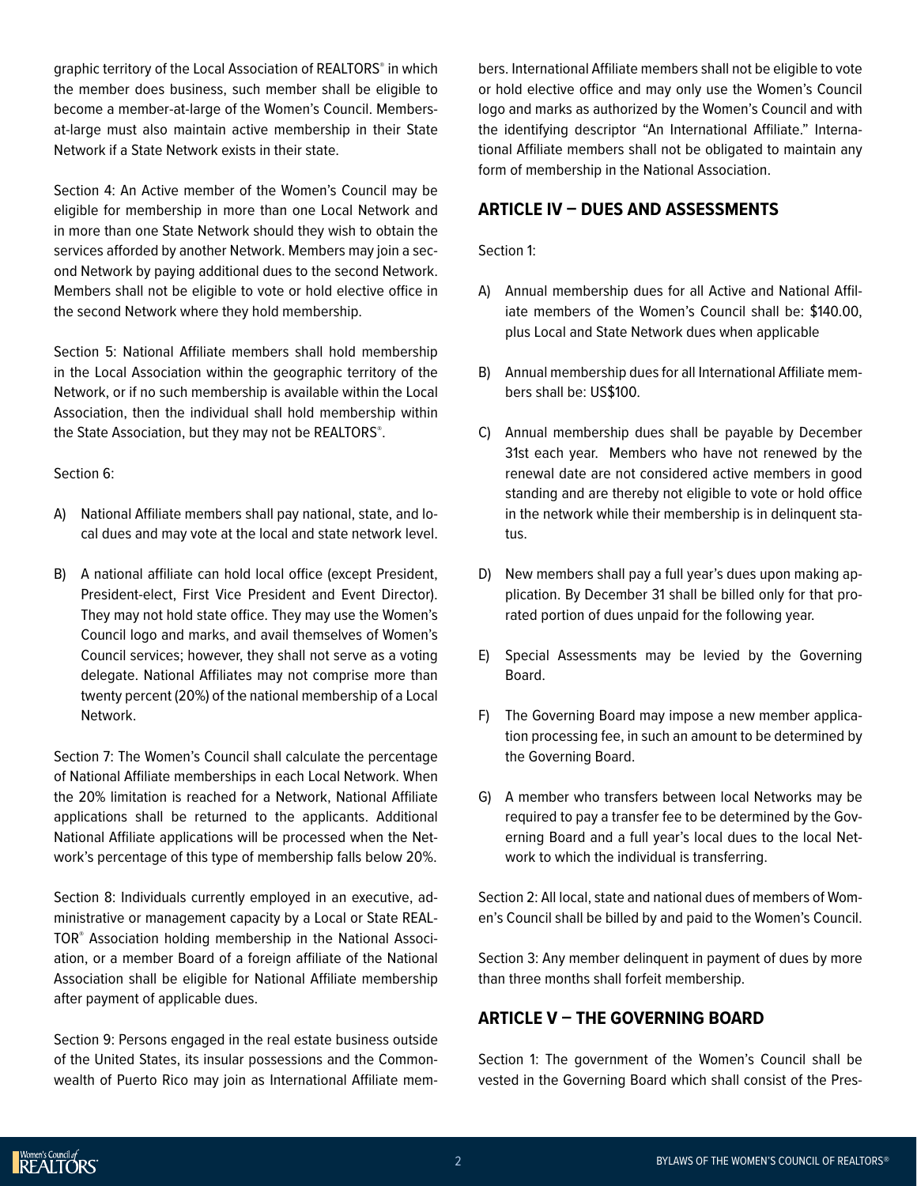graphic territory of the Local Association of REALTORS® in which the member does business, such member shall be eligible to become a member-at-large of the Women's Council. Members-at-large must also maintain active membership in their State Network if a State Network exists in their state.

Section 4: An Active member of the Women's Council may be eligible for membership in more than one Local Network and in more than one State Network should they wish to obtain the services afforded by another Network. Members may join a second Network by paying additional dues to the second Network. Members shall not be eligible to vote or hold elective office in the second Network where they hold membership.

Section 5: National Affiliate members shall hold membership in the Local Association within the geographic territory of the Network, or if no such membership is available within the Local Association, then the individual shall hold membership within the State Association, but they may not be REALTORS®.

Section 6:

A) National Affiliate members shall pay national, state, and local dues and may vote at the local and state network level.

B) A national affiliate can hold local office (except President, President-elect, First Vice President and Event Director). They may not hold state office. They may use the Women's Council logo and marks, and avail themselves of Women's Council services; however, they shall not serve as a voting delegate. National Affiliates may not comprise more than twenty percent (20%) of the national membership of a Local Network.

Section 7: The Women's Council shall calculate the percentage of National Affiliate memberships in each Local Network. When the 20% limitation is reached for a Network, National Affiliate applications shall be returned to the applicants. Additional National Affiliate applications will be processed when the Network's percentage of this type of membership falls below 20%.

Section 8: Individuals currently employed in an executive, administrative or management capacity by a Local or State REALTOR® Association holding membership in the National Association, or a member Board of a foreign affiliate of the National Association shall be eligible for National Affiliate membership after payment of applicable dues.

Section 9: Persons engaged in the real estate business outside of the United States, its insular possessions and the Commonwealth of Puerto Rico may join as International Affiliate members. International Affiliate members shall not be eligible to vote or hold elective office and may only use the Women's Council logo and marks as authorized by the Women's Council and with the identifying descriptor "An International Affiliate." International Affiliate members shall not be obligated to maintain any form of membership in the National Association.

## ARTICLE IV – DUES AND ASSESSMENTS

Section 1:

A) Annual membership dues for all Active and National Affiliate members of the Women's Council shall be: $140.00, plus Local and State Network dues when applicable

B) Annual membership dues for all International Affiliate members shall be: US$100.

C) Annual membership dues shall be payable by December 31st each year. Members who have not renewed by the renewal date are not considered active members in good standing and are thereby not eligible to vote or hold office in the network while their membership is in delinquent status.

D) New members shall pay a full year's dues upon making application. By December 31 shall be billed only for that prorated portion of dues unpaid for the following year.

E) Special Assessments may be levied by the Governing Board.

F) The Governing Board may impose a new member application processing fee, in such an amount to be determined by the Governing Board.

G) A member who transfers between local Networks may be required to pay a transfer fee to be determined by the Governing Board and a full year's local dues to the local Network to which the individual is transferring.

Section 2: All local, state and national dues of members of Women's Council shall be billed by and paid to the Women's Council.

Section 3: Any member delinquent in payment of dues by more than three months shall forfeit membership.

## ARTICLE V – THE GOVERNING BOARD

Section 1: The government of the Women's Council shall be vested in the Governing Board which shall consist of the Pres-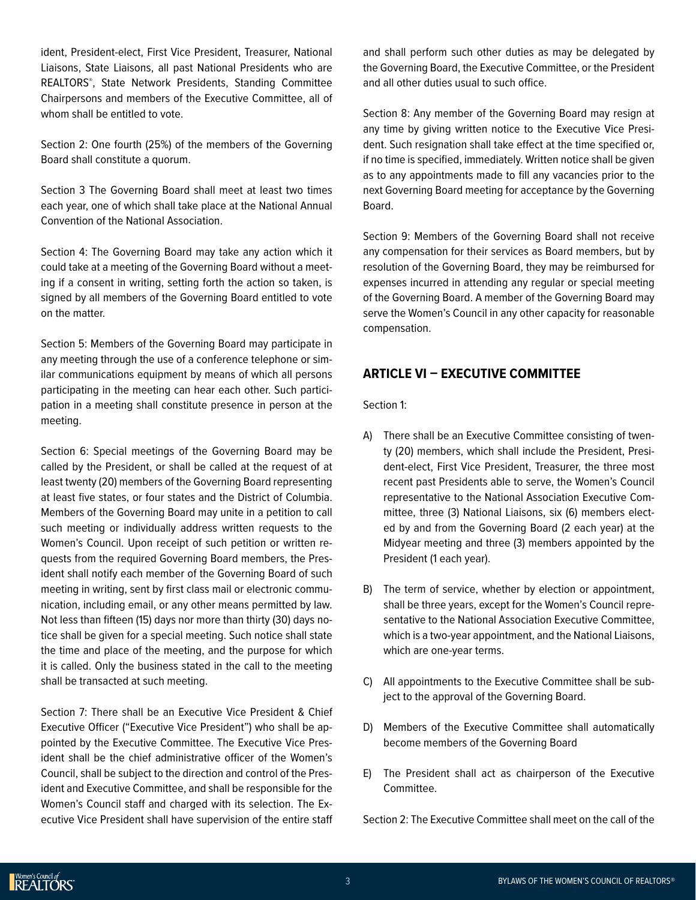ident, President-elect, First Vice President, Treasurer, National Liaisons, State Liaisons, all past National Presidents who are REALTORS®, State Network Presidents, Standing Committee Chairpersons and members of the Executive Committee, all of whom shall be entitled to vote.

Section 2: One fourth (25%) of the members of the Governing Board shall constitute a quorum.

Section 3 The Governing Board shall meet at least two times each year, one of which shall take place at the National Annual Convention of the National Association.

Section 4: The Governing Board may take any action which it could take at a meeting of the Governing Board without a meeting if a consent in writing, setting forth the action so taken, is signed by all members of the Governing Board entitled to vote on the matter.

Section 5: Members of the Governing Board may participate in any meeting through the use of a conference telephone or similar communications equipment by means of which all persons participating in the meeting can hear each other. Such participation in a meeting shall constitute presence in person at the meeting.

Section 6: Special meetings of the Governing Board may be called by the President, or shall be called at the request of at least twenty (20) members of the Governing Board representing at least five states, or four states and the District of Columbia. Members of the Governing Board may unite in a petition to call such meeting or individually address written requests to the Women's Council. Upon receipt of such petition or written requests from the required Governing Board members, the President shall notify each member of the Governing Board of such meeting in writing, sent by first class mail or electronic communication, including email, or any other means permitted by law. Not less than fifteen (15) days nor more than thirty (30) days notice shall be given for a special meeting. Such notice shall state the time and place of the meeting, and the purpose for which it is called. Only the business stated in the call to the meeting shall be transacted at such meeting.

Section 7: There shall be an Executive Vice President & Chief Executive Officer ("Executive Vice President") who shall be appointed by the Executive Committee. The Executive Vice President shall be the chief administrative officer of the Women's Council, shall be subject to the direction and control of the President and Executive Committee, and shall be responsible for the Women's Council staff and charged with its selection. The Executive Vice President shall have supervision of the entire staff and shall perform such other duties as may be delegated by the Governing Board, the Executive Committee, or the President and all other duties usual to such office.

Section 8: Any member of the Governing Board may resign at any time by giving written notice to the Executive Vice President. Such resignation shall take effect at the time specified or, if no time is specified, immediately. Written notice shall be given as to any appointments made to fill any vacancies prior to the next Governing Board meeting for acceptance by the Governing Board.

Section 9: Members of the Governing Board shall not receive any compensation for their services as Board members, but by resolution of the Governing Board, they may be reimbursed for expenses incurred in attending any regular or special meeting of the Governing Board. A member of the Governing Board may serve the Women's Council in any other capacity for reasonable compensation.

## ARTICLE VI – EXECUTIVE COMMITTEE

Section 1:

A) There shall be an Executive Committee consisting of twenty (20) members, which shall include the President, President-elect, First Vice President, Treasurer, the three most recent past Presidents able to serve, the Women's Council representative to the National Association Executive Committee, three (3) National Liaisons, six (6) members elected by and from the Governing Board (2 each year) at the Midyear meeting and three (3) members appointed by the President (1 each year).

B) The term of service, whether by election or appointment, shall be three years, except for the Women's Council representative to the National Association Executive Committee, which is a two-year appointment, and the National Liaisons, which are one-year terms.

C) All appointments to the Executive Committee shall be subject to the approval of the Governing Board.

D) Members of the Executive Committee shall automatically become members of the Governing Board

E) The President shall act as chairperson of the Executive Committee.

Section 2: The Executive Committee shall meet on the call of the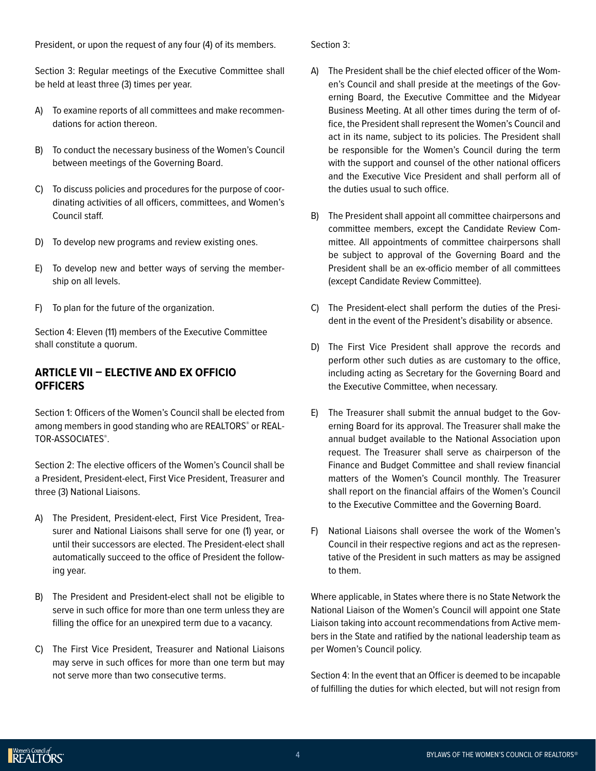President, or upon the request of any four (4) of its members.

Section 3: Regular meetings of the Executive Committee shall be held at least three (3) times per year.

A) To examine reports of all committees and make recommendations for action thereon.

B) To conduct the necessary business of the Women's Council between meetings of the Governing Board.

C) To discuss policies and procedures for the purpose of coordinating activities of all officers, committees, and Women's Council staff.

D) To develop new programs and review existing ones.

E) To develop new and better ways of serving the membership on all levels.

F) To plan for the future of the organization.

Section 4: Eleven (11) members of the Executive Committee shall constitute a quorum.

## ARTICLE VII – ELECTIVE AND EX OFFICIO OFFICERS

Section 1: Officers of the Women's Council shall be elected from among members in good standing who are REALTORS® or REALTOR-ASSOCIATES®.

Section 2: The elective officers of the Women's Council shall be a President, President-elect, First Vice President, Treasurer and three (3) National Liaisons.

A) The President, President-elect, First Vice President, Treasurer and National Liaisons shall serve for one (1) year, or until their successors are elected. The President-elect shall automatically succeed to the office of President the following year.

B) The President and President-elect shall not be eligible to serve in such office for more than one term unless they are filling the office for an unexpired term due to a vacancy.

C) The First Vice President, Treasurer and National Liaisons may serve in such offices for more than one term but may not serve more than two consecutive terms.

Section 3:

A) The President shall be the chief elected officer of the Women's Council and shall preside at the meetings of the Governing Board, the Executive Committee and the Midyear Business Meeting. At all other times during the term of office, the President shall represent the Women's Council and act in its name, subject to its policies. The President shall be responsible for the Women's Council during the term with the support and counsel of the other national officers and the Executive Vice President and shall perform all of the duties usual to such office.

B) The President shall appoint all committee chairpersons and committee members, except the Candidate Review Committee. All appointments of committee chairpersons shall be subject to approval of the Governing Board and the President shall be an ex-officio member of all committees (except Candidate Review Committee).

C) The President-elect shall perform the duties of the President in the event of the President's disability or absence.

D) The First Vice President shall approve the records and perform other such duties as are customary to the office, including acting as Secretary for the Governing Board and the Executive Committee, when necessary.

E) The Treasurer shall submit the annual budget to the Governing Board for its approval. The Treasurer shall make the annual budget available to the National Association upon request. The Treasurer shall serve as chairperson of the Finance and Budget Committee and shall review financial matters of the Women's Council monthly. The Treasurer shall report on the financial affairs of the Women's Council to the Executive Committee and the Governing Board.

F) National Liaisons shall oversee the work of the Women's Council in their respective regions and act as the representative of the President in such matters as may be assigned to them.

Where applicable, in States where there is no State Network the National Liaison of the Women's Council will appoint one State Liaison taking into account recommendations from Active members in the State and ratified by the national leadership team as per Women's Council policy.

Section 4: In the event that an Officer is deemed to be incapable of fulfilling the duties for which elected, but will not resign from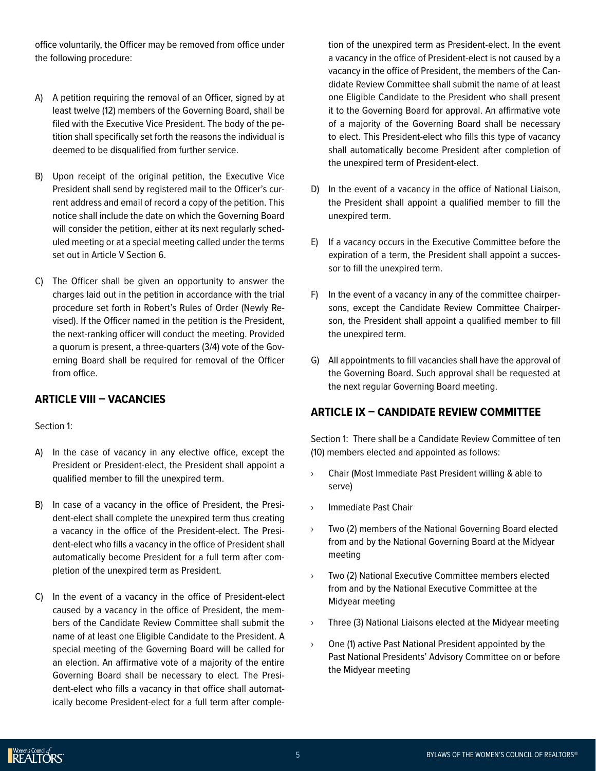office voluntarily, the Officer may be removed from office under the following procedure:

A) A petition requiring the removal of an Officer, signed by at least twelve (12) members of the Governing Board, shall be filed with the Executive Vice President. The body of the petition shall specifically set forth the reasons the individual is deemed to be disqualified from further service.

B) Upon receipt of the original petition, the Executive Vice President shall send by registered mail to the Officer's current address and email of record a copy of the petition. This notice shall include the date on which the Governing Board will consider the petition, either at its next regularly scheduled meeting or at a special meeting called under the terms set out in Article V Section 6.

C) The Officer shall be given an opportunity to answer the charges laid out in the petition in accordance with the trial procedure set forth in Robert's Rules of Order (Newly Revised). If the Officer named in the petition is the President, the next-ranking officer will conduct the meeting. Provided a quorum is present, a three-quarters (3/4) vote of the Governing Board shall be required for removal of the Officer from office.

## ARTICLE VIII – VACANCIES

Section 1:

A) In the case of vacancy in any elective office, except the President or President-elect, the President shall appoint a qualified member to fill the unexpired term.

B) In case of a vacancy in the office of President, the President-elect shall complete the unexpired term thus creating a vacancy in the office of the President-elect. The President-elect who fills a vacancy in the office of President shall automatically become President for a full term after completion of the unexpired term as President.

C) In the event of a vacancy in the office of President-elect caused by a vacancy in the office of President, the members of the Candidate Review Committee shall submit the name of at least one Eligible Candidate to the President. A special meeting of the Governing Board will be called for an election. An affirmative vote of a majority of the entire Governing Board shall be necessary to elect. The President-elect who fills a vacancy in that office shall automatically become President-elect for a full term after completion of the unexpired term as President-elect. In the event a vacancy in the office of President-elect is not caused by a vacancy in the office of President, the members of the Candidate Review Committee shall submit the name of at least one Eligible Candidate to the President who shall present it to the Governing Board for approval. An affirmative vote of a majority of the Governing Board shall be necessary to elect. This President-elect who fills this type of vacancy shall automatically become President after completion of the unexpired term of President-elect.

D) In the event of a vacancy in the office of National Liaison, the President shall appoint a qualified member to fill the unexpired term.

E) If a vacancy occurs in the Executive Committee before the expiration of a term, the President shall appoint a successor to fill the unexpired term.

F) In the event of a vacancy in any of the committee chairpersons, except the Candidate Review Committee Chairperson, the President shall appoint a qualified member to fill the unexpired term.

G) All appointments to fill vacancies shall have the approval of the Governing Board. Such approval shall be requested at the next regular Governing Board meeting.

## ARTICLE IX – CANDIDATE REVIEW COMMITTEE

Section 1: There shall be a Candidate Review Committee of ten (10) members elected and appointed as follows:

- Chair (Most Immediate Past President willing & able to serve)
- Immediate Past Chair
- Two (2) members of the National Governing Board elected from and by the National Governing Board at the Midyear meeting
- Two (2) National Executive Committee members elected from and by the National Executive Committee at the Midyear meeting
- Three (3) National Liaisons elected at the Midyear meeting
- One (1) active Past National President appointed by the Past National Presidents' Advisory Committee on or before the Midyear meeting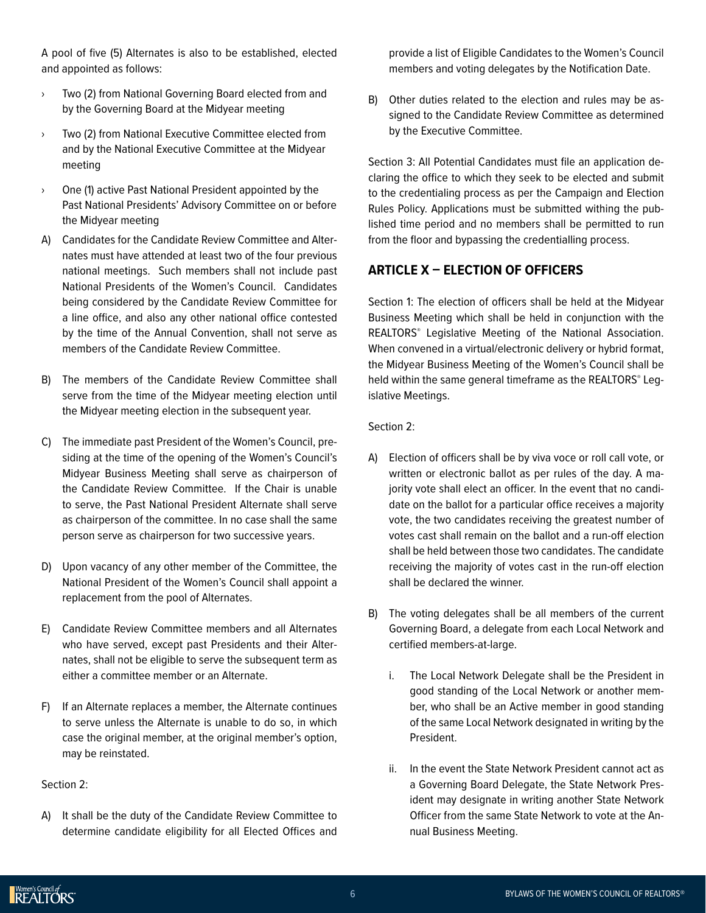A pool of five (5) Alternates is also to be established, elected and appointed as follows:

- Two (2) from National Governing Board elected from and by the Governing Board at the Midyear meeting
- Two (2) from National Executive Committee elected from and by the National Executive Committee at the Midyear meeting
- One (1) active Past National President appointed by the Past National Presidents' Advisory Committee on or before the Midyear meeting

A) Candidates for the Candidate Review Committee and Alternates must have attended at least two of the four previous national meetings. Such members shall not include past National Presidents of the Women's Council. Candidates being considered by the Candidate Review Committee for a line office, and also any other national office contested by the time of the Annual Convention, shall not serve as members of the Candidate Review Committee.

B) The members of the Candidate Review Committee shall serve from the time of the Midyear meeting election until the Midyear meeting election in the subsequent year.

C) The immediate past President of the Women's Council, presiding at the time of the opening of the Women's Council's Midyear Business Meeting shall serve as chairperson of the Candidate Review Committee. If the Chair is unable to serve, the Past National President Alternate shall serve as chairperson of the committee. In no case shall the same person serve as chairperson for two successive years.

D) Upon vacancy of any other member of the Committee, the National President of the Women's Council shall appoint a replacement from the pool of Alternates.

E) Candidate Review Committee members and all Alternates who have served, except past Presidents and their Alternates, shall not be eligible to serve the subsequent term as either a committee member or an Alternate.

F) If an Alternate replaces a member, the Alternate continues to serve unless the Alternate is unable to do so, in which case the original member, at the original member's option, may be reinstated.

Section 2:

A) It shall be the duty of the Candidate Review Committee to determine candidate eligibility for all Elected Offices and provide a list of Eligible Candidates to the Women's Council members and voting delegates by the Notification Date.

B) Other duties related to the election and rules may be assigned to the Candidate Review Committee as determined by the Executive Committee.

Section 3: All Potential Candidates must file an application declaring the office to which they seek to be elected and submit to the credentialing process as per the Campaign and Election Rules Policy. Applications must be submitted withing the published time period and no members shall be permitted to run from the floor and bypassing the credentialling process.

## ARTICLE X – ELECTION OF OFFICERS

Section 1: The election of officers shall be held at the Midyear Business Meeting which shall be held in conjunction with the REALTORS® Legislative Meeting of the National Association. When convened in a virtual/electronic delivery or hybrid format, the Midyear Business Meeting of the Women's Council shall be held within the same general timeframe as the REALTORS® Legislative Meetings.

Section 2:

A) Election of officers shall be by viva voce or roll call vote, or written or electronic ballot as per rules of the day. A majority vote shall elect an officer. In the event that no candidate on the ballot for a particular office receives a majority vote, the two candidates receiving the greatest number of votes cast shall remain on the ballot and a run-off election shall be held between those two candidates. The candidate receiving the majority of votes cast in the run-off election shall be declared the winner.

B) The voting delegates shall be all members of the current Governing Board, a delegate from each Local Network and certified members-at-large.

   i. The Local Network Delegate shall be the President in good standing of the Local Network or another member, who shall be an Active member in good standing of the same Local Network designated in writing by the President.

   ii. In the event the State Network President cannot act as a Governing Board Delegate, the State Network President may designate in writing another State Network Officer from the same State Network to vote at the Annual Business Meeting.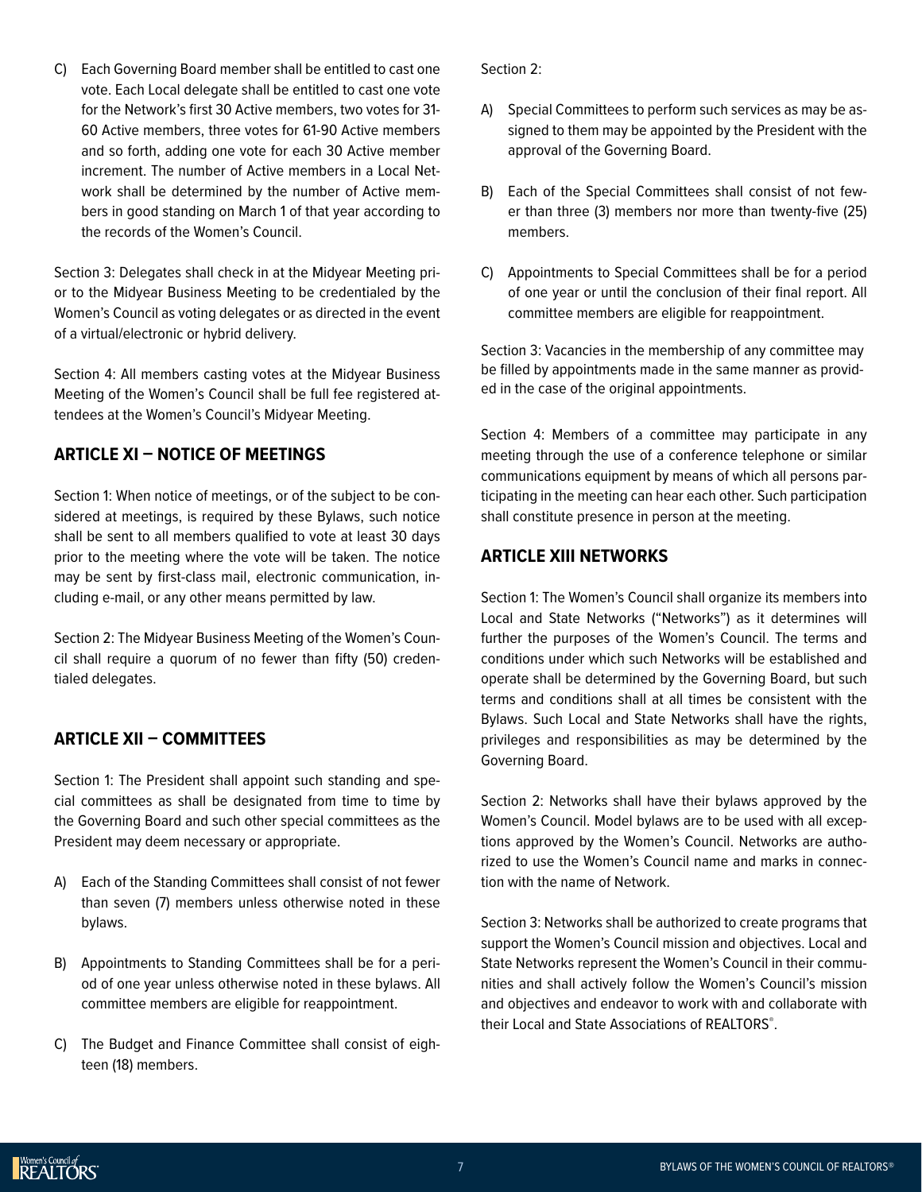C) Each Governing Board member shall be entitled to cast one vote. Each Local delegate shall be entitled to cast one vote for the Network's first 30 Active members, two votes for 31-60 Active members, three votes for 61-90 Active members and so forth, adding one vote for each 30 Active member increment. The number of Active members in a Local Network shall be determined by the number of Active members in good standing on March 1 of that year according to the records of the Women's Council.

Section 3: Delegates shall check in at the Midyear Meeting prior to the Midyear Business Meeting to be credentialed by the Women's Council as voting delegates or as directed in the event of a virtual/electronic or hybrid delivery.

Section 4: All members casting votes at the Midyear Business Meeting of the Women's Council shall be full fee registered attendees at the Women's Council's Midyear Meeting.

## ARTICLE XI – NOTICE OF MEETINGS

Section 1: When notice of meetings, or of the subject to be considered at meetings, is required by these Bylaws, such notice shall be sent to all members qualified to vote at least 30 days prior to the meeting where the vote will be taken. The notice may be sent by first-class mail, electronic communication, including e-mail, or any other means permitted by law.

Section 2: The Midyear Business Meeting of the Women's Council shall require a quorum of no fewer than fifty (50) credentialed delegates.

## ARTICLE XII – COMMITTEES

Section 1: The President shall appoint such standing and special committees as shall be designated from time to time by the Governing Board and such other special committees as the President may deem necessary or appropriate.

A) Each of the Standing Committees shall consist of not fewer than seven (7) members unless otherwise noted in these bylaws.

B) Appointments to Standing Committees shall be for a period of one year unless otherwise noted in these bylaws. All committee members are eligible for reappointment.

C) The Budget and Finance Committee shall consist of eighteen (18) members.

Section 2:

A) Special Committees to perform such services as may be assigned to them may be appointed by the President with the approval of the Governing Board.

B) Each of the Special Committees shall consist of not fewer than three (3) members nor more than twenty-five (25) members.

C) Appointments to Special Committees shall be for a period of one year or until the conclusion of their final report. All committee members are eligible for reappointment.

Section 3: Vacancies in the membership of any committee may be filled by appointments made in the same manner as provided in the case of the original appointments.

Section 4: Members of a committee may participate in any meeting through the use of a conference telephone or similar communications equipment by means of which all persons participating in the meeting can hear each other. Such participation shall constitute presence in person at the meeting.

## ARTICLE XIII NETWORKS

Section 1: The Women's Council shall organize its members into Local and State Networks ("Networks") as it determines will further the purposes of the Women's Council. The terms and conditions under which such Networks will be established and operate shall be determined by the Governing Board, but such terms and conditions shall at all times be consistent with the Bylaws. Such Local and State Networks shall have the rights, privileges and responsibilities as may be determined by the Governing Board.

Section 2: Networks shall have their bylaws approved by the Women's Council. Model bylaws are to be used with all exceptions approved by the Women's Council. Networks are authorized to use the Women's Council name and marks in connection with the name of Network.

Section 3: Networks shall be authorized to create programs that support the Women's Council mission and objectives. Local and State Networks represent the Women's Council in their communities and shall actively follow the Women's Council's mission and objectives and endeavor to work with and collaborate with their Local and State Associations of REALTORS®.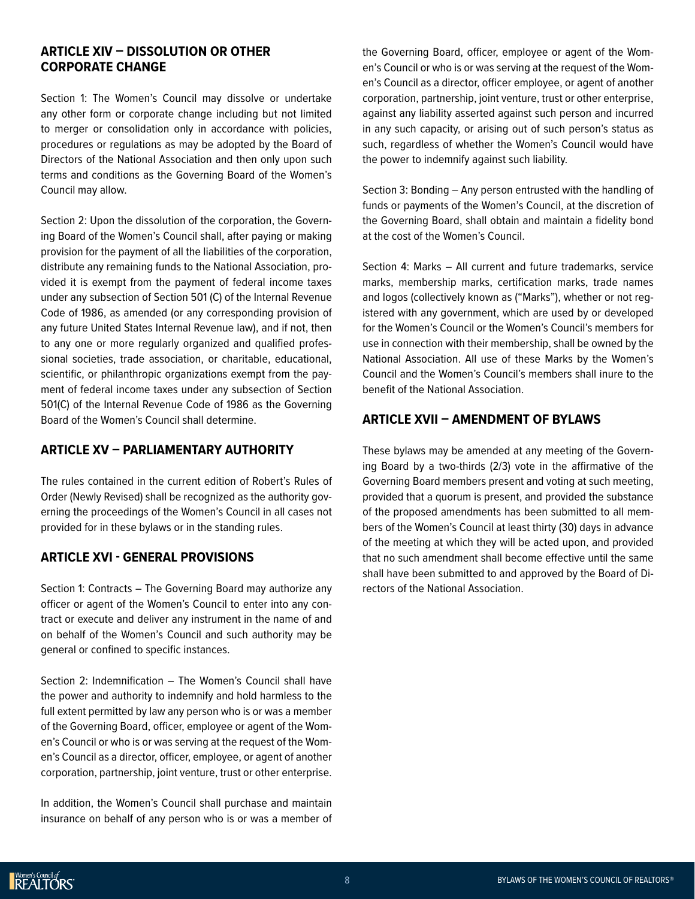## ARTICLE XIV – DISSOLUTION OR OTHER CORPORATE CHANGE

Section 1: The Women's Council may dissolve or undertake any other form or corporate change including but not limited to merger or consolidation only in accordance with policies, procedures or regulations as may be adopted by the Board of Directors of the National Association and then only upon such terms and conditions as the Governing Board of the Women's Council may allow.

Section 2: Upon the dissolution of the corporation, the Governing Board of the Women's Council shall, after paying or making provision for the payment of all the liabilities of the corporation, distribute any remaining funds to the National Association, provided it is exempt from the payment of federal income taxes under any subsection of Section 501 (C) of the Internal Revenue Code of 1986, as amended (or any corresponding provision of any future United States Internal Revenue law), and if not, then to any one or more regularly organized and qualified professional societies, trade association, or charitable, educational, scientific, or philanthropic organizations exempt from the payment of federal income taxes under any subsection of Section 501(C) of the Internal Revenue Code of 1986 as the Governing Board of the Women's Council shall determine.

## ARTICLE XV – PARLIAMENTARY AUTHORITY

The rules contained in the current edition of Robert's Rules of Order (Newly Revised) shall be recognized as the authority governing the proceedings of the Women's Council in all cases not provided for in these bylaws or in the standing rules.

## ARTICLE XVI - GENERAL PROVISIONS

Section 1: Contracts – The Governing Board may authorize any officer or agent of the Women's Council to enter into any contract or execute and deliver any instrument in the name of and on behalf of the Women's Council and such authority may be general or confined to specific instances.

Section 2: Indemnification – The Women's Council shall have the power and authority to indemnify and hold harmless to the full extent permitted by law any person who is or was a member of the Governing Board, officer, employee or agent of the Women's Council or who is or was serving at the request of the Women's Council as a director, officer, employee, or agent of another corporation, partnership, joint venture, trust or other enterprise.

In addition, the Women's Council shall purchase and maintain insurance on behalf of any person who is or was a member of the Governing Board, officer, employee or agent of the Women's Council or who is or was serving at the request of the Women's Council as a director, officer employee, or agent of another corporation, partnership, joint venture, trust or other enterprise, against any liability asserted against such person and incurred in any such capacity, or arising out of such person's status as such, regardless of whether the Women's Council would have the power to indemnify against such liability.

Section 3: Bonding – Any person entrusted with the handling of funds or payments of the Women's Council, at the discretion of the Governing Board, shall obtain and maintain a fidelity bond at the cost of the Women's Council.

Section 4: Marks – All current and future trademarks, service marks, membership marks, certification marks, trade names and logos (collectively known as ("Marks"), whether or not registered with any government, which are used by or developed for the Women's Council or the Women's Council's members for use in connection with their membership, shall be owned by the National Association. All use of these Marks by the Women's Council and the Women's Council's members shall inure to the benefit of the National Association.

## ARTICLE XVII – AMENDMENT OF BYLAWS

These bylaws may be amended at any meeting of the Governing Board by a two-thirds (2/3) vote in the affirmative of the Governing Board members present and voting at such meeting, provided that a quorum is present, and provided the substance of the proposed amendments has been submitted to all members of the Women's Council at least thirty (30) days in advance of the meeting at which they will be acted upon, and provided that no such amendment shall become effective until the same shall have been submitted to and approved by the Board of Directors of the National Association.